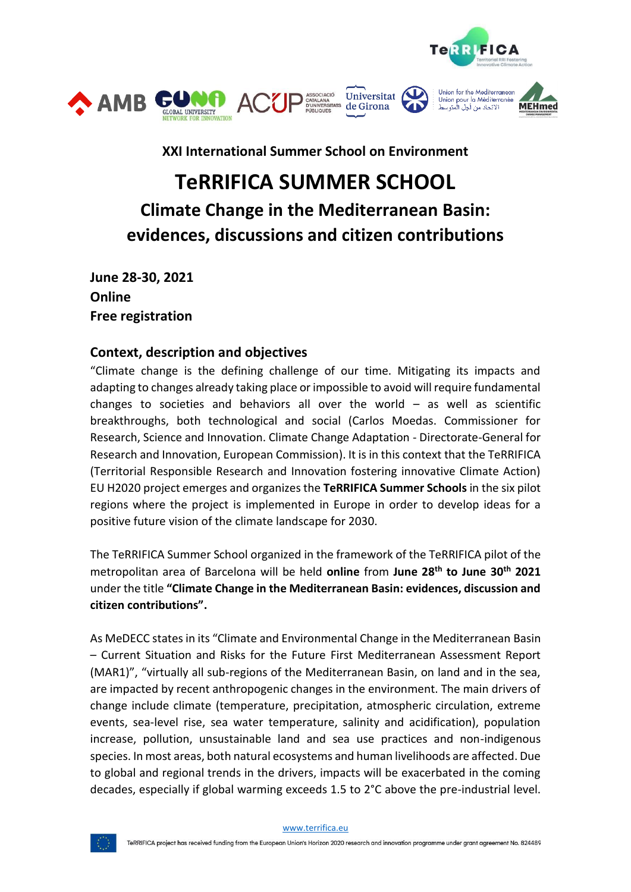### XXI International Summer School on Environment

# TeRRIFICA SUMMER SCHOOL

## Climate Change in the Mediterranean Basin: evidences, discussions and citizen contributions

**June 28-30, 2021**
**Online**
**Free registration**

### Context, description and objectives

"Climate change is the defining challenge of our time. Mitigating its impacts and adapting to changes already taking place or impossible to avoid will require fundamental changes to societies and behaviors all over the world – as well as scientific breakthroughs, both technological and social (Carlos Moedas. Commissioner for Research, Science and Innovation. Climate Change Adaptation - Directorate-General for Research and Innovation, European Commission). It is in this context that the TeRRIFICA (Territorial Responsible Research and Innovation fostering innovative Climate Action) EU H2020 project emerges and organizes the **TeRRIFICA Summer Schools** in the six pilot regions where the project is implemented in Europe in order to develop ideas for a positive future vision of the climate landscape for 2030.

The TeRRIFICA Summer School organized in the framework of the TeRRIFICA pilot of the metropolitan area of Barcelona will be held **online** from **June 28th to June 30th 2021** under the title **"Climate Change in the Mediterranean Basin: evidences, discussion and citizen contributions".**

As MeDECC states in its "Climate and Environmental Change in the Mediterranean Basin – Current Situation and Risks for the Future First Mediterranean Assessment Report (MAR1)", "virtually all sub-regions of the Mediterranean Basin, on land and in the sea, are impacted by recent anthropogenic changes in the environment. The main drivers of change include climate (temperature, precipitation, atmospheric circulation, extreme events, sea-level rise, sea water temperature, salinity and acidification), population increase, pollution, unsustainable land and sea use practices and non-indigenous species. In most areas, both natural ecosystems and human livelihoods are affected. Due to global and regional trends in the drivers, impacts will be exacerbated in the coming decades, especially if global warming exceeds 1.5 to 2°C above the pre-industrial level.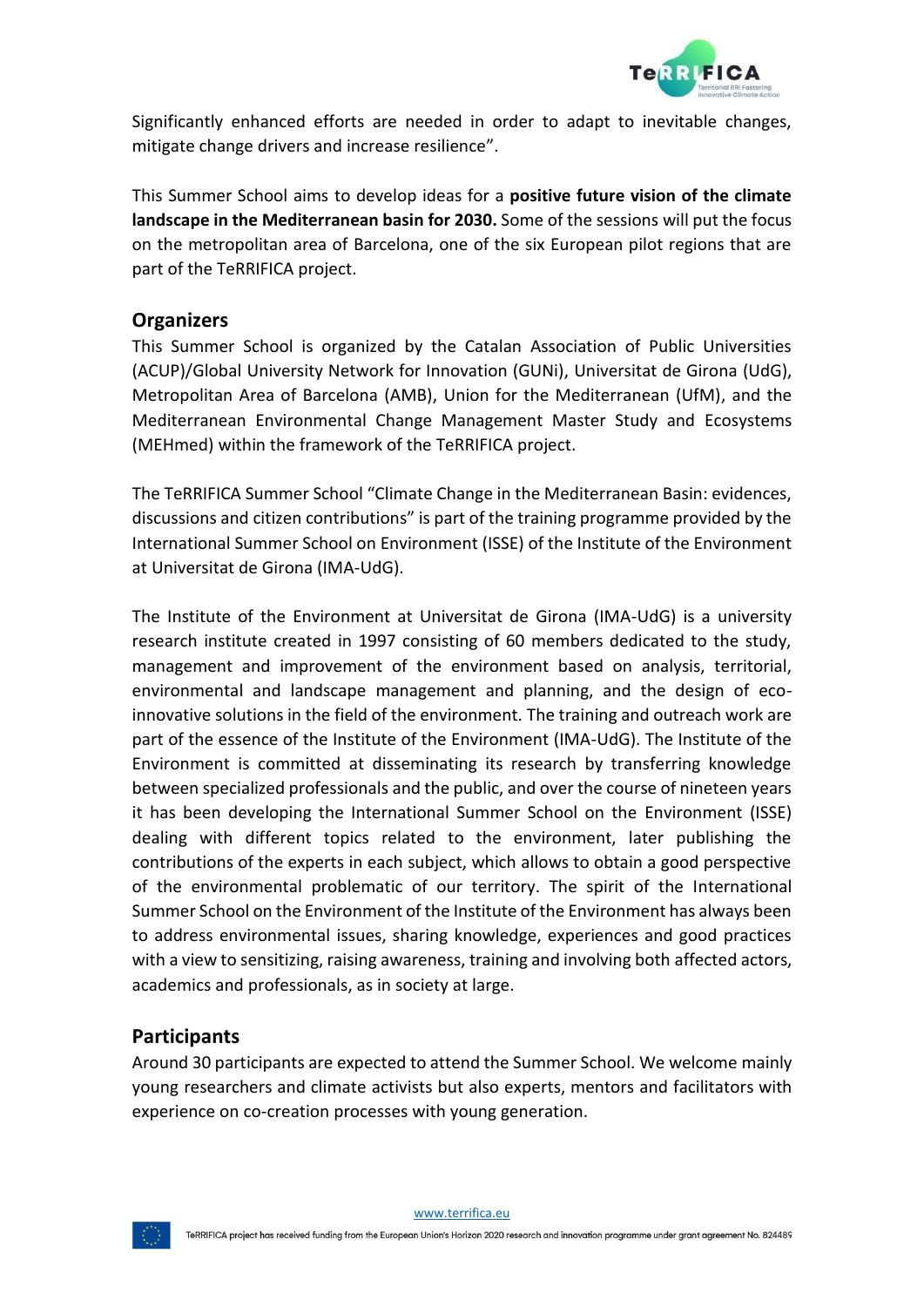Significantly enhanced efforts are needed in order to adapt to inevitable changes, mitigate change drivers and increase resilience".

This Summer School aims to develop ideas for a **positive future vision of the climate landscape in the Mediterranean basin for 2030.** Some of the sessions will put the focus on the metropolitan area of Barcelona, one of the six European pilot regions that are part of the TeRRIFICA project.

## Organizers

This Summer School is organized by the Catalan Association of Public Universities (ACUP)/Global University Network for Innovation (GUNi), Universitat de Girona (UdG), Metropolitan Area of Barcelona (AMB), Union for the Mediterranean (UfM), and the Mediterranean Environmental Change Management Master Study and Ecosystems (MEHmed) within the framework of the TeRRIFICA project.

The TeRRIFICA Summer School "Climate Change in the Mediterranean Basin: evidences, discussions and citizen contributions" is part of the training programme provided by the International Summer School on Environment (ISSE) of the Institute of the Environment at Universitat de Girona (IMA-UdG).

The Institute of the Environment at Universitat de Girona (IMA-UdG) is a university research institute created in 1997 consisting of 60 members dedicated to the study, management and improvement of the environment based on analysis, territorial, environmental and landscape management and planning, and the design of eco-innovative solutions in the field of the environment. The training and outreach work are part of the essence of the Institute of the Environment (IMA-UdG). The Institute of the Environment is committed at disseminating its research by transferring knowledge between specialized professionals and the public, and over the course of nineteen years it has been developing the International Summer School on the Environment (ISSE) dealing with different topics related to the environment, later publishing the contributions of the experts in each subject, which allows to obtain a good perspective of the environmental problematic of our territory. The spirit of the International Summer School on the Environment of the Institute of the Environment has always been to address environmental issues, sharing knowledge, experiences and good practices with a view to sensitizing, raising awareness, training and involving both affected actors, academics and professionals, as in society at large.

## Participants

Around 30 participants are expected to attend the Summer School. We welcome mainly young researchers and climate activists but also experts, mentors and facilitators with experience on co-creation processes with young generation.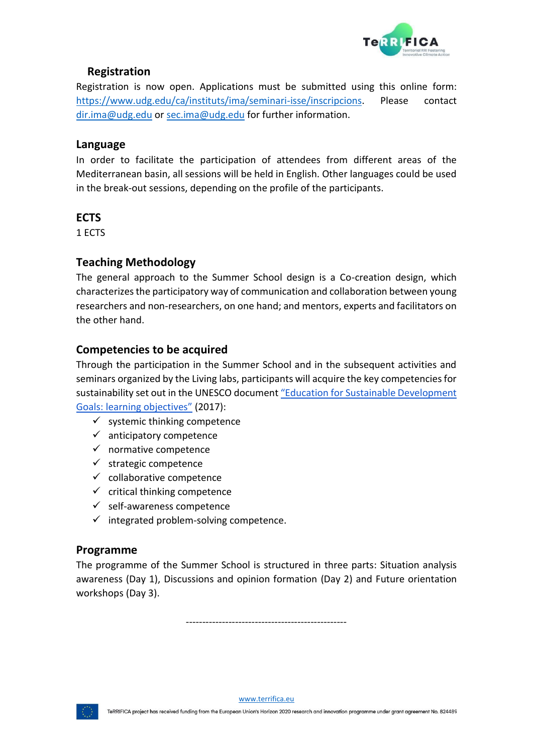## Registration

Registration is now open. Applications must be submitted using this online form: [https://www.udg.edu/ca/instituts/ima/seminari-isse/inscripcions](https://www.udg.edu/ca/instituts/ima/seminari-isse/inscripcions). Please contact [dir.ima@udg.edu](mailto:dir.ima@udg.edu) or [sec.ima@udg.edu](mailto:sec.ima@udg.edu) for further information.

## Language

In order to facilitate the participation of attendees from different areas of the Mediterranean basin, all sessions will be held in English. Other languages could be used in the break-out sessions, depending on the profile of the participants.

## ECTS

1 ECTS

## Teaching Methodology

The general approach to the Summer School design is a Co-creation design, which characterizes the participatory way of communication and collaboration between young researchers and non-researchers, on one hand; and mentors, experts and facilitators on the other hand.

## Competencies to be acquired

Through the participation in the Summer School and in the subsequent activities and seminars organized by the Living labs, participants will acquire the key competencies for sustainability set out in the UNESCO document "Education for Sustainable Development Goals: learning objectives" (2017):

- ✓ systemic thinking competence
- ✓ anticipatory competence
- ✓ normative competence
- ✓ strategic competence
- ✓ collaborative competence
- ✓ critical thinking competence
- ✓ self-awareness competence
- ✓ integrated problem-solving competence.

## Programme

The programme of the Summer School is structured in three parts: Situation analysis awareness (Day 1), Discussions and opinion formation (Day 2) and Future orientation workshops (Day 3).

-------------------------------------------------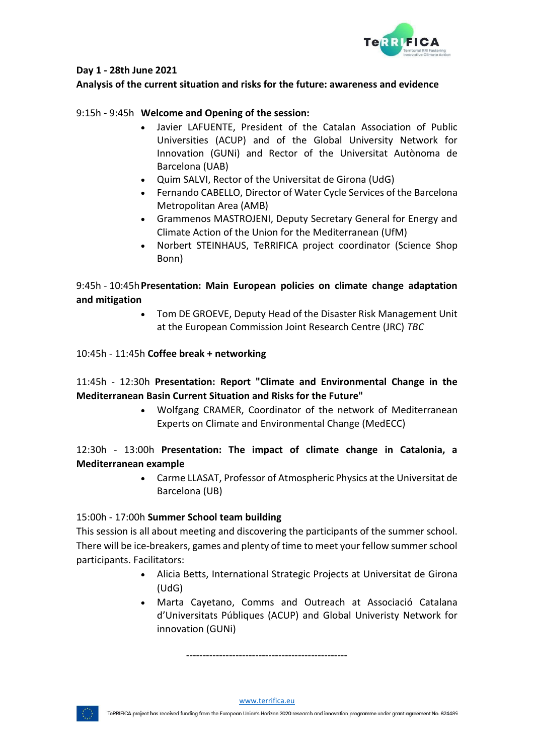**Day 1 - 28th June 2021**

**Analysis of the current situation and risks for the future: awareness and evidence**

9:15h - 9:45h **Welcome and Opening of the session:**

- Javier LAFUENTE, President of the Catalan Association of Public Universities (ACUP) and of the Global University Network for Innovation (GUNi) and Rector of the Universitat Autònoma de Barcelona (UAB)
- Quim SALVI, Rector of the Universitat de Girona (UdG)
- Fernando CABELLO, Director of Water Cycle Services of the Barcelona Metropolitan Area (AMB)
- Grammenos MASTROJENI, Deputy Secretary General for Energy and Climate Action of the Union for the Mediterranean (UfM)
- Norbert STEINHAUS, TeRRIFICA project coordinator (Science Shop Bonn)

9:45h - 10:45h **Presentation: Main European policies on climate change adaptation and mitigation**

- Tom DE GROEVE, Deputy Head of the Disaster Risk Management Unit at the European Commission Joint Research Centre (JRC) *TBC*

10:45h - 11:45h **Coffee break + networking**

11:45h - 12:30h **Presentation: Report "Climate and Environmental Change in the Mediterranean Basin Current Situation and Risks for the Future"**

- Wolfgang CRAMER, Coordinator of the network of Mediterranean Experts on Climate and Environmental Change (MedECC)

12:30h - 13:00h **Presentation: The impact of climate change in Catalonia, a Mediterranean example**

- Carme LLASAT, Professor of Atmospheric Physics at the Universitat de Barcelona (UB)

15:00h - 17:00h **Summer School team building**

This session is all about meeting and discovering the participants of the summer school. There will be ice-breakers, games and plenty of time to meet your fellow summer school participants. Facilitators:

- Alicia Betts, International Strategic Projects at Universitat de Girona (UdG)
- Marta Cayetano, Comms and Outreach at Associació Catalana d'Universitats Públiques (ACUP) and Global Univeristy Network for innovation (GUNi)

--------------------------------------------------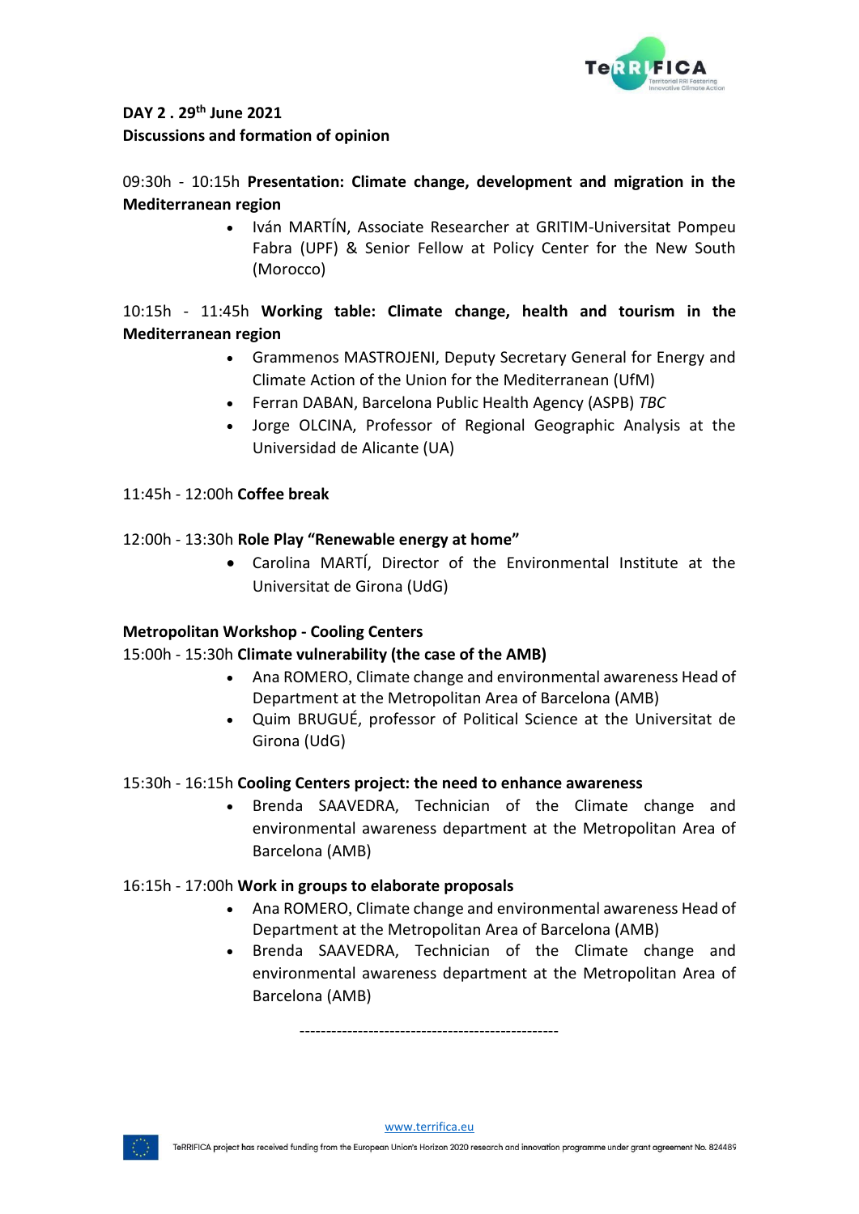**DAY 2 . 29th June 2021**
**Discussions and formation of opinion**

09:30h - 10:15h **Presentation: Climate change, development and migration in the Mediterranean region**

- Iván MARTÍN, Associate Researcher at GRITIM-Universitat Pompeu Fabra (UPF) & Senior Fellow at Policy Center for the New South (Morocco)

10:15h - 11:45h **Working table: Climate change, health and tourism in the Mediterranean region**

- Grammenos MASTROJENI, Deputy Secretary General for Energy and Climate Action of the Union for the Mediterranean (UfM)
- Ferran DABAN, Barcelona Public Health Agency (ASPB) *TBC*
- Jorge OLCINA, Professor of Regional Geographic Analysis at the Universidad de Alicante (UA)

11:45h - 12:00h **Coffee break**

12:00h - 13:30h **Role Play "Renewable energy at home"**

- Carolina MARTÍ, Director of the Environmental Institute at the Universitat de Girona (UdG)

**Metropolitan Workshop - Cooling Centers**

15:00h - 15:30h **Climate vulnerability (the case of the AMB)**

- Ana ROMERO, Climate change and environmental awareness Head of Department at the Metropolitan Area of Barcelona (AMB)
- Quim BRUGUÉ, professor of Political Science at the Universitat de Girona (UdG)

15:30h - 16:15h **Cooling Centers project: the need to enhance awareness**

- Brenda SAAVEDRA, Technician of the Climate change and environmental awareness department at the Metropolitan Area of Barcelona (AMB)

16:15h - 17:00h **Work in groups to elaborate proposals**

- Ana ROMERO, Climate change and environmental awareness Head of Department at the Metropolitan Area of Barcelona (AMB)
- Brenda SAAVEDRA, Technician of the Climate change and environmental awareness department at the Metropolitan Area of Barcelona (AMB)

--------------------------------------------------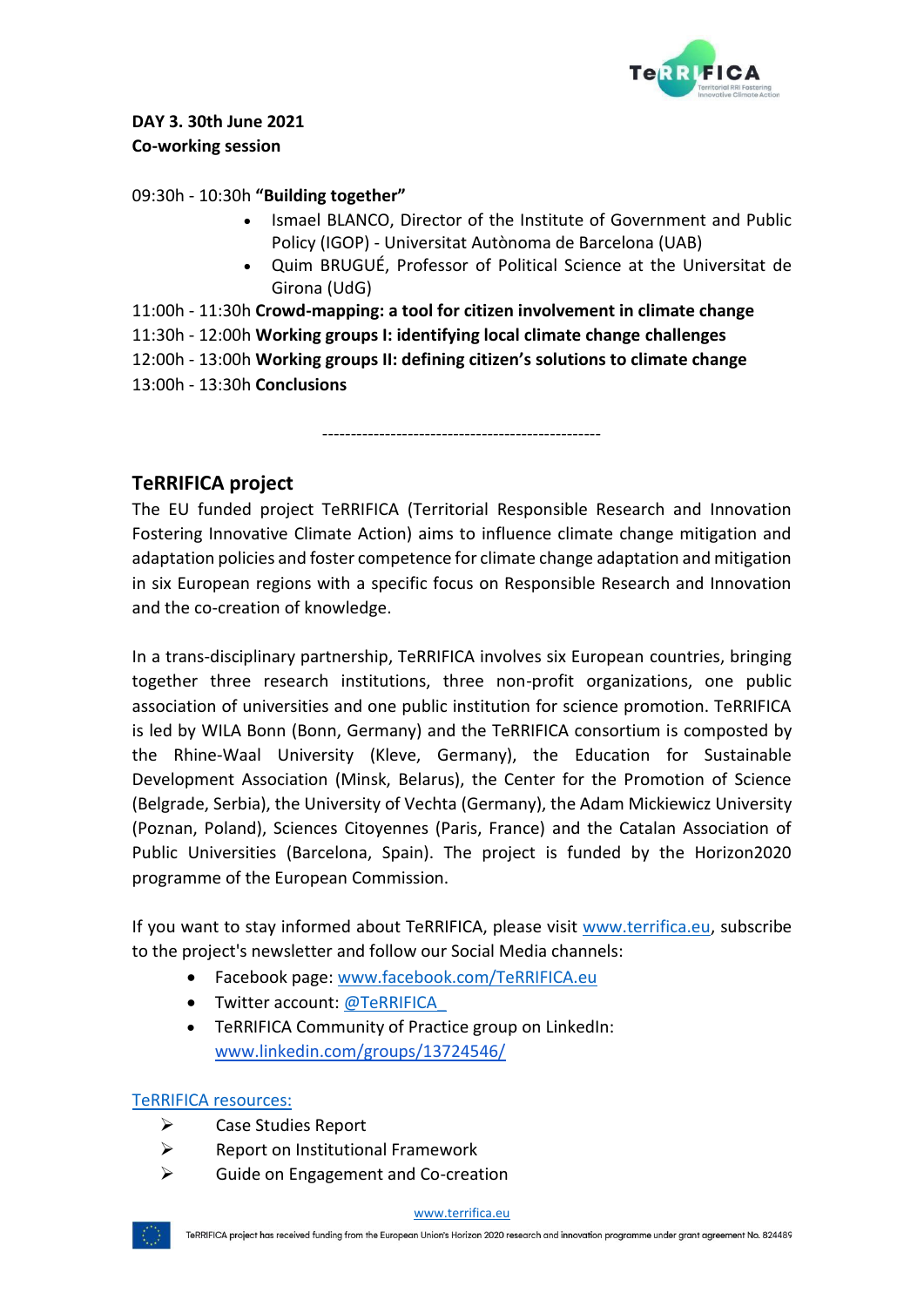**DAY 3. 30th June 2021**
**Co-working session**

09:30h - 10:30h **"Building together"**

- Ismael BLANCO, Director of the Institute of Government and Public Policy (IGOP) - Universitat Autònoma de Barcelona (UAB)
- Quim BRUGUÉ, Professor of Political Science at the Universitat de Girona (UdG)

11:00h - 11:30h **Crowd-mapping: a tool for citizen involvement in climate change**
11:30h - 12:00h **Working groups I: identifying local climate change challenges**
12:00h - 13:00h **Working groups II: defining citizen's solutions to climate change**
13:00h - 13:30h **Conclusions**

-------------------------------------------------

## TeRRIFICA project

The EU funded project TeRRIFICA (Territorial Responsible Research and Innovation Fostering Innovative Climate Action) aims to influence climate change mitigation and adaptation policies and foster competence for climate change adaptation and mitigation in six European regions with a specific focus on Responsible Research and Innovation and the co-creation of knowledge.

In a trans-disciplinary partnership, TeRRIFICA involves six European countries, bringing together three research institutions, three non-profit organizations, one public association of universities and one public institution for science promotion. TeRRIFICA is led by WILA Bonn (Bonn, Germany) and the TeRRIFICA consortium is composted by the Rhine-Waal University (Kleve, Germany), the Education for Sustainable Development Association (Minsk, Belarus), the Center for the Promotion of Science (Belgrade, Serbia), the University of Vechta (Germany), the Adam Mickiewicz University (Poznan, Poland), Sciences Citoyennes (Paris, France) and the Catalan Association of Public Universities (Barcelona, Spain). The project is funded by the Horizon2020 programme of the European Commission.

If you want to stay informed about TeRRIFICA, please visit www.terrifica.eu, subscribe to the project's newsletter and follow our Social Media channels:

- Facebook page: www.facebook.com/TeRRIFICA.eu
- Twitter account: @TeRRIFICA_
- TeRRIFICA Community of Practice group on LinkedIn: www.linkedin.com/groups/13724546/

TeRRIFICA resources:

- Case Studies Report
- Report on Institutional Framework
- Guide on Engagement and Co-creation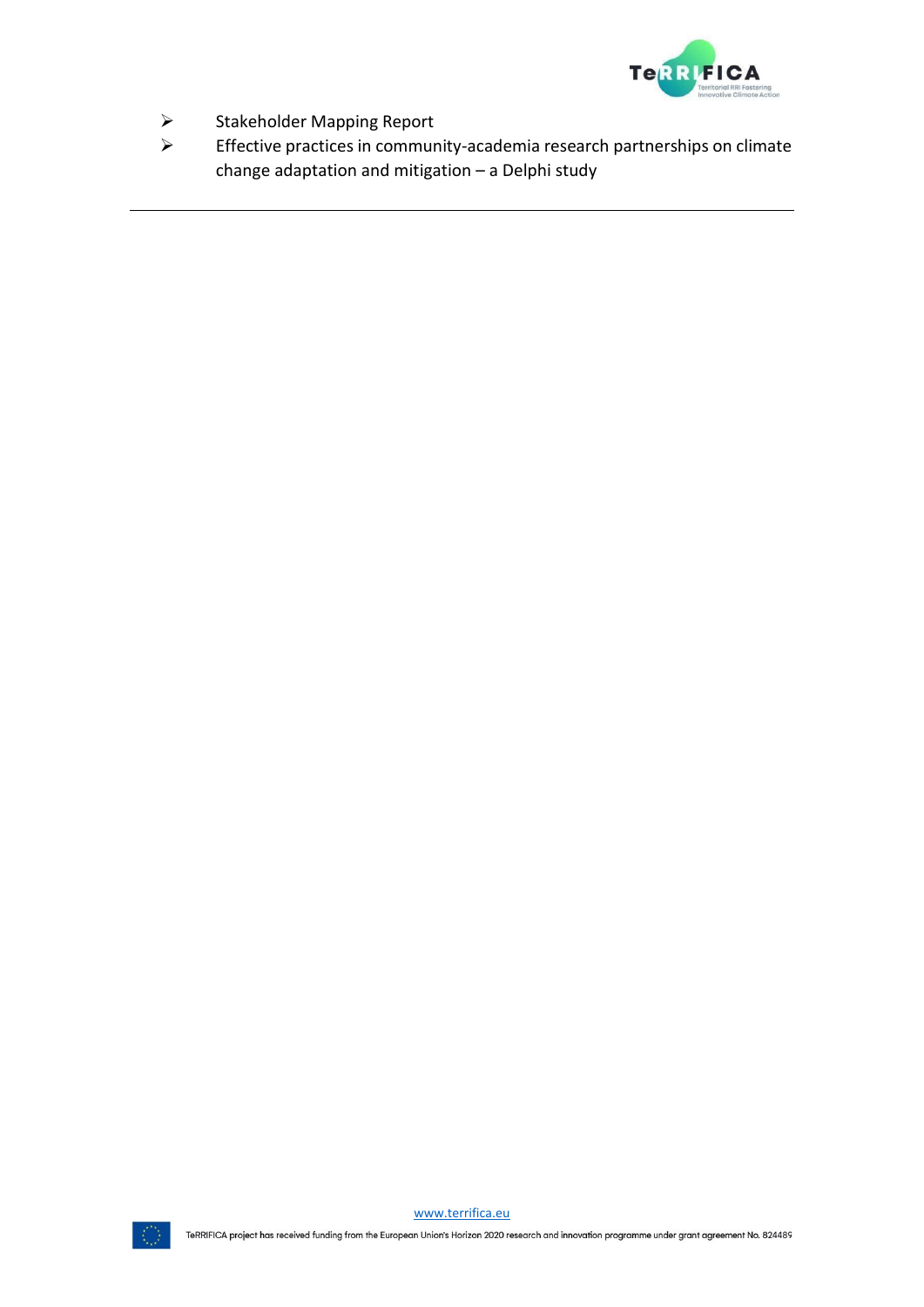- Stakeholder Mapping Report
- Effective practices in community-academia research partnerships on climate change adaptation and mitigation – a Delphi study

---